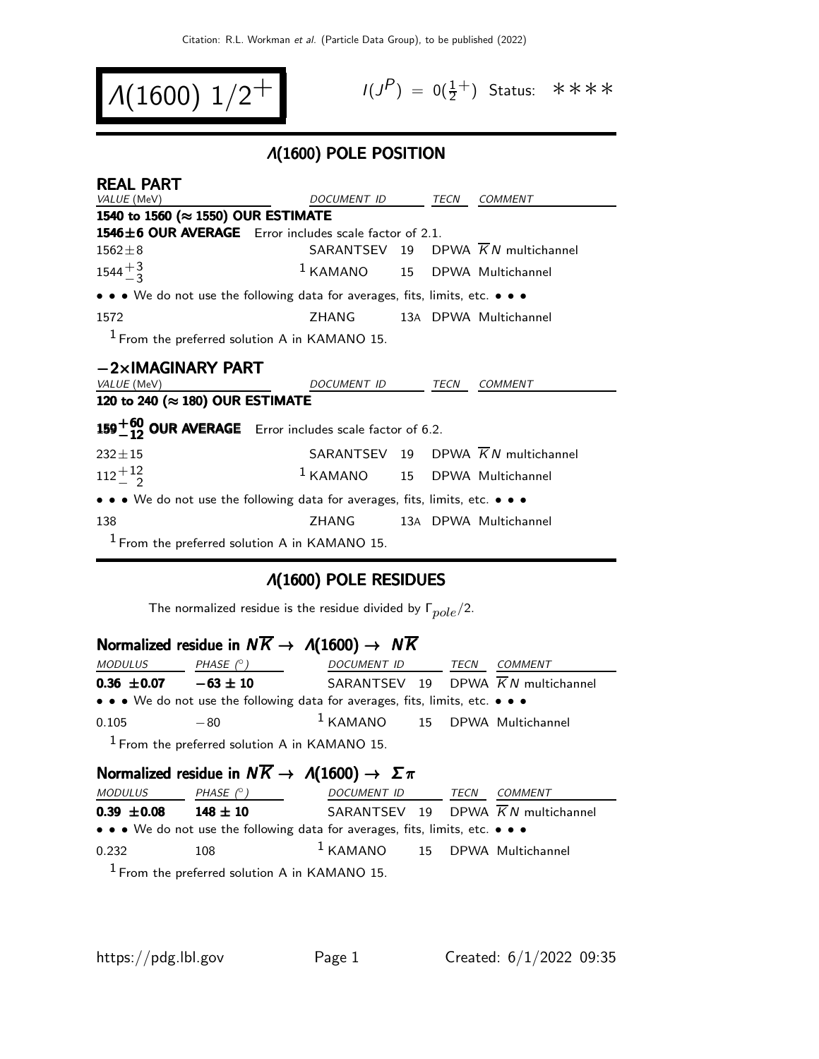# $\Lambda(1600)$ $1/2^+$

$I(J^P) = 0(\frac{1}{2}^+)$ Status: ∗∗∗∗

## $\Lambda(1600)$ POLE POSITION

### REAL PART

| VALUE (MeV) | DOCUMENT ID | | TECN | COMMENT |
|---|---|---|---|---|
| **1540 to 1560 (≈ 1550) OUR ESTIMATE** | | | | |
| **1546±6 OUR AVERAGE** Error includes scale factor of 2.1. | | | | |
| 1562±8 | SARANTSEV | 19 | DPWA | $\overline{K}N$ multichannel |
| $1544^{+3}_{-3}$ | [1] KAMANO | 15 | DPWA | Multichannel |
| • • • We do not use the following data for averages, fits, limits, etc. • • • | | | | |
| 1572 | ZHANG | 13A | DPWA | Multichannel |

[1] From the preferred solution A in KAMANO 15.

### −2×IMAGINARY PART

| VALUE (MeV) | DOCUMENT ID | | TECN | COMMENT |
|---|---|---|---|---|
| **120 to 240 (≈ 180) OUR ESTIMATE** | | | | |
| $\mathbf{159^{+60}_{-12}}$ **OUR AVERAGE** Error includes scale factor of 6.2. | | | | |
| 232±15 | SARANTSEV | 19 | DPWA | $\overline{K}N$ multichannel |
| $112^{+12}_{-2}$ | [1] KAMANO | 15 | DPWA | Multichannel |
| • • • We do not use the following data for averages, fits, limits, etc. • • • | | | | |
| 138 | ZHANG | 13A | DPWA | Multichannel |

[1] From the preferred solution A in KAMANO 15.

## $\Lambda(1600)$ POLE RESIDUES

The normalized residue is the residue divided by $\Gamma_{pole}/2$.

### Normalized residue in $N\overline{K} \rightarrow \Lambda(1600) \rightarrow N\overline{K}$

| MODULUS | PHASE (°) | DOCUMENT ID | | TECN | COMMENT |
|---|---|---|---|---|---|
| **0.36 ±0.07** | **−63 ± 10** | SARANTSEV | 19 | DPWA | $\overline{K}N$ multichannel |
| • • • We do not use the following data for averages, fits, limits, etc. • • • | | | | | |
| 0.105 | −80 | [1] KAMANO | 15 | DPWA | Multichannel |

[1] From the preferred solution A in KAMANO 15.

### Normalized residue in $N\overline{K} \rightarrow \Lambda(1600) \rightarrow \Sigma\pi$

| MODULUS | PHASE (°) | DOCUMENT ID | | TECN | COMMENT |
|---|---|---|---|---|---|
| **0.39 ±0.08** | **148 ± 10** | SARANTSEV | 19 | DPWA | $\overline{K}N$ multichannel |
| • • • We do not use the following data for averages, fits, limits, etc. • • • | | | | | |
| 0.232 | 108 | [1] KAMANO | 15 | DPWA | Multichannel |

[1] From the preferred solution A in KAMANO 15.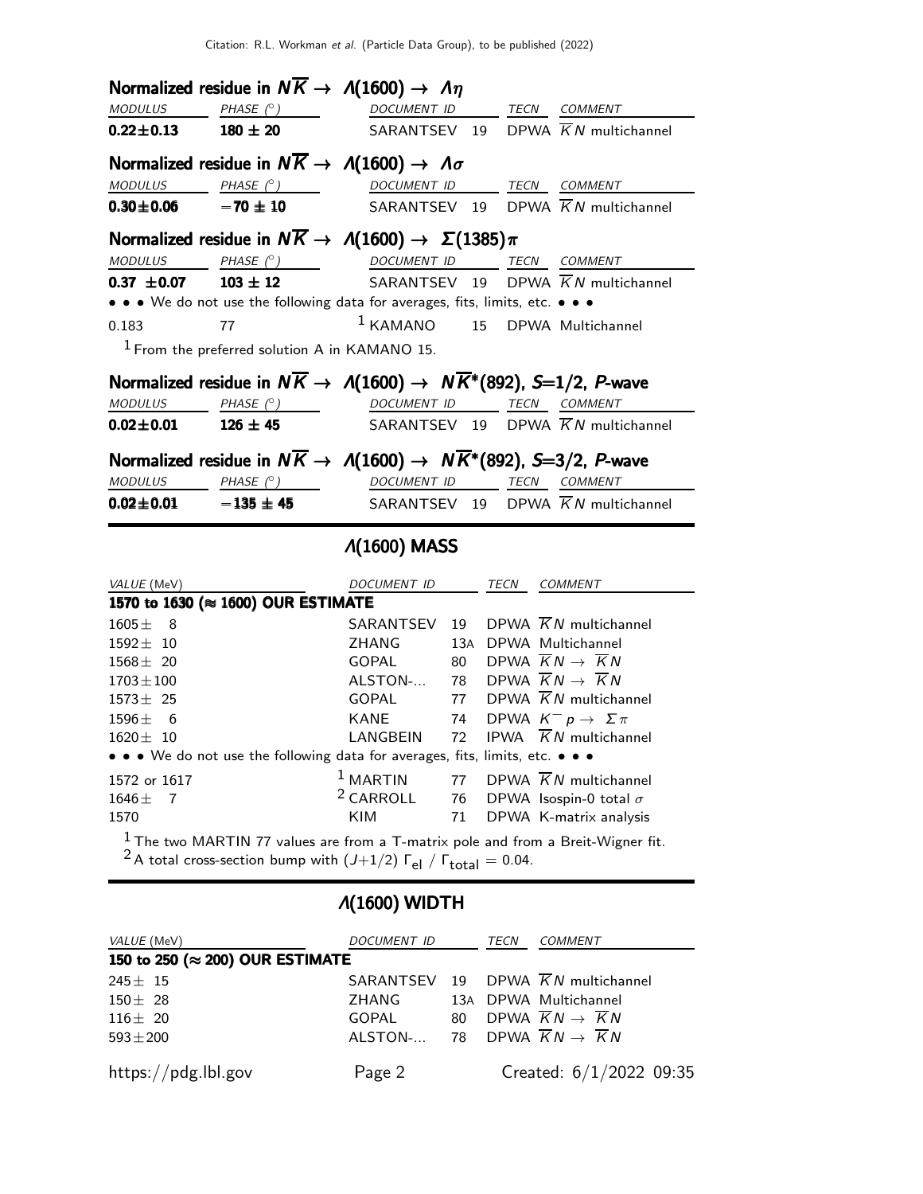### Normalized residue in $N\overline{K} \to \Lambda(1600) \to \Lambda\eta$

| MODULUS | PHASE (°) | DOCUMENT ID | | TECN | COMMENT |
|---|---|---|---|---|---|
| **0.22±0.13** | **180 ± 20** | SARANTSEV | 19 | DPWA | $\overline{K}N$ multichannel |

### Normalized residue in $N\overline{K} \to \Lambda(1600) \to \Lambda\sigma$

| MODULUS | PHASE (°) | DOCUMENT ID | | TECN | COMMENT |
|---|---|---|---|---|---|
| **0.30±0.06** | **−70 ± 10** | SARANTSEV | 19 | DPWA | $\overline{K}N$ multichannel |

### Normalized residue in $N\overline{K} \to \Lambda(1600) \to \Sigma(1385)\pi$

| MODULUS | PHASE (°) | DOCUMENT ID | | TECN | COMMENT |
|---|---|---|---|---|---|
| **0.37 ±0.07** | **103 ± 12** | SARANTSEV | 19 | DPWA | $\overline{K}N$ multichannel |
| • • • We do not use the following data for averages, fits, limits, etc. • • • | | | | | |
| 0.183 | 77 | [1] KAMANO | 15 | DPWA | Multichannel |

[1] From the preferred solution A in KAMANO 15.

### Normalized residue in $N\overline{K} \to \Lambda(1600) \to N\overline{K}^*(892)$, $S$=1/2, $P$-wave

| MODULUS | PHASE (°) | DOCUMENT ID | | TECN | COMMENT |
|---|---|---|---|---|---|
| **0.02±0.01** | **126 ± 45** | SARANTSEV | 19 | DPWA | $\overline{K}N$ multichannel |

### Normalized residue in $N\overline{K} \to \Lambda(1600) \to N\overline{K}^*(892)$, $S$=3/2, $P$-wave

| MODULUS | PHASE (°) | DOCUMENT ID | | TECN | COMMENT |
|---|---|---|---|---|---|
| **0.02±0.01** | **−135 ± 45** | SARANTSEV | 19 | DPWA | $\overline{K}N$ multichannel |

## Λ(1600) MASS

| VALUE (MeV) | DOCUMENT ID | | TECN | COMMENT |
|---|---|---|---|---|
| **1570 to 1630 (≈ 1600) OUR ESTIMATE** | | | | |
| 1605± 8 | SARANTSEV | 19 | DPWA | $\overline{K}N$ multichannel |
| 1592± 10 | ZHANG | 13A | DPWA | Multichannel |
| 1568± 20 | GOPAL | 80 | DPWA | $\overline{K}N \to \overline{K}N$ |
| 1703±100 | ALSTON-... | 78 | DPWA | $\overline{K}N \to \overline{K}N$ |
| 1573± 25 | GOPAL | 77 | DPWA | $\overline{K}N$ multichannel |
| 1596± 6 | KANE | 74 | DPWA | $K^- p \to \Sigma\pi$ |
| 1620± 10 | LANGBEIN | 72 | IPWA | $\overline{K}N$ multichannel |
| • • • We do not use the following data for averages, fits, limits, etc. • • • | | | | |
| 1572 or 1617 | [1] MARTIN | 77 | DPWA | $\overline{K}N$ multichannel |
| 1646± 7 | [2] CARROLL | 76 | DPWA | Isospin-0 total $\sigma$ |
| 1570 | KIM | 71 | DPWA | K-matrix analysis |

[1] The two MARTIN 77 values are from a T-matrix pole and from a Breit-Wigner fit.
[2] A total cross-section bump with $(J+1/2)\ \Gamma_{el}\ /\ \Gamma_{total} = 0.04$.

## Λ(1600) WIDTH

| VALUE (MeV) | DOCUMENT ID | | TECN | COMMENT |
|---|---|---|---|---|
| **150 to 250 (≈ 200) OUR ESTIMATE** | | | | |
| 245± 15 | SARANTSEV | 19 | DPWA | $\overline{K}N$ multichannel |
| 150± 28 | ZHANG | 13A | DPWA | Multichannel |
| 116± 20 | GOPAL | 80 | DPWA | $\overline{K}N \to \overline{K}N$ |
| 593±200 | ALSTON-... | 78 | DPWA | $\overline{K}N \to \overline{K}N$ |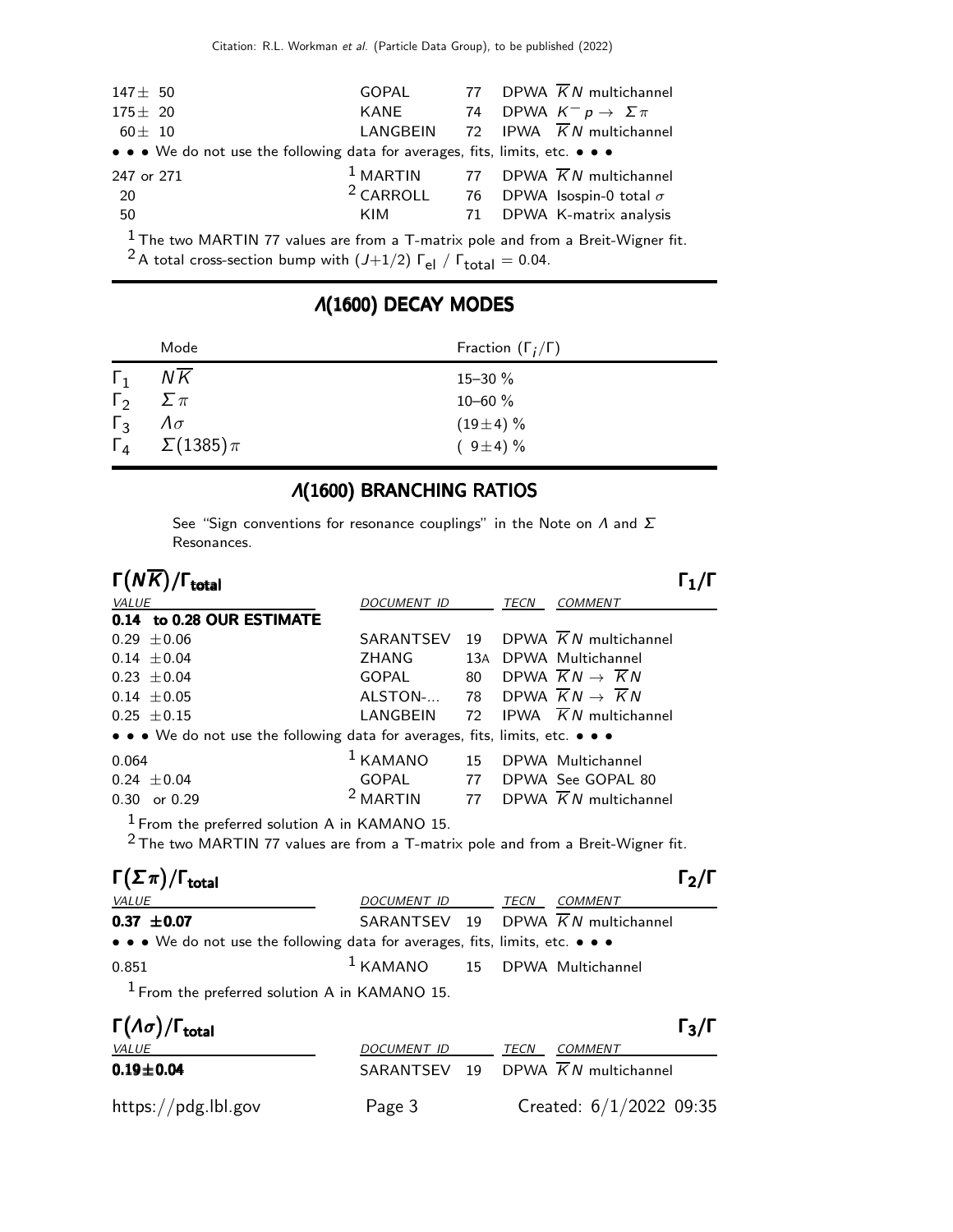| VALUE | DOCUMENT ID | | TECN | COMMENT |
|---|---|---|---|---|
| $147 \pm 50$ | GOPAL | 77 | DPWA | $\overline{K}N$ multichannel |
| $175 \pm 20$ | KANE | 74 | DPWA | $K^- p \to \Sigma\pi$ |
| $60 \pm 10$ | LANGBEIN | 72 | IPWA | $\overline{K}N$ multichannel |
| • • • We do not use the following data for averages, fits, limits, etc. • • • | | | | |
| 247 or 271 | [1] MARTIN | 77 | DPWA | $\overline{K}N$ multichannel |
| 20 | [2] CARROLL | 76 | DPWA | Isospin-0 total $\sigma$ |
| 50 | KIM | 71 | DPWA | K-matrix analysis |

[1] The two MARTIN 77 values are from a T-matrix pole and from a Breit-Wigner fit.

[2] A total cross-section bump with $(J+1/2)\ \Gamma_{el}\ /\ \Gamma_{total} = 0.04$.

## Λ(1600) DECAY MODES

| | Mode | Fraction $(\Gamma_i/\Gamma)$ |
|---|---|---|
| $\Gamma_1$ | $N\overline{K}$ | 15–30 % |
| $\Gamma_2$ | $\Sigma\pi$ | 10–60 % |
| $\Gamma_3$ | $\Lambda\sigma$ | $(19 \pm 4)$ % |
| $\Gamma_4$ | $\Sigma(1385)\pi$ | $(9 \pm 4)$ % |

## Λ(1600) BRANCHING RATIOS

See "Sign conventions for resonance couplings" in the Note on $\Lambda$ and $\Sigma$ Resonances.

### $\Gamma(N\overline{K})/\Gamma_{total}$ — $\Gamma_1/\Gamma$

| VALUE | DOCUMENT ID | | TECN | COMMENT |
|---|---|---|---|---|
| **0.14 to 0.28 OUR ESTIMATE** | | | | |
| $0.29 \pm 0.06$ | SARANTSEV | 19 | DPWA | $\overline{K}N$ multichannel |
| $0.14 \pm 0.04$ | ZHANG | 13A | DPWA | Multichannel |
| $0.23 \pm 0.04$ | GOPAL | 80 | DPWA | $\overline{K}N \to \overline{K}N$ |
| $0.14 \pm 0.05$ | ALSTON-... | 78 | DPWA | $\overline{K}N \to \overline{K}N$ |
| $0.25 \pm 0.15$ | LANGBEIN | 72 | IPWA | $\overline{K}N$ multichannel |
| • • • We do not use the following data for averages, fits, limits, etc. • • • | | | | |
| 0.064 | [1] KAMANO | 15 | DPWA | Multichannel |
| $0.24 \pm 0.04$ | GOPAL | 77 | DPWA | See GOPAL 80 |
| 0.30 or 0.29 | [2] MARTIN | 77 | DPWA | $\overline{K}N$ multichannel |

[1] From the preferred solution A in KAMANO 15.

[2] The two MARTIN 77 values are from a T-matrix pole and from a Breit-Wigner fit.

### $\Gamma(\Sigma\pi)/\Gamma_{total}$ — $\Gamma_2/\Gamma$

| VALUE | DOCUMENT ID | | TECN | COMMENT |
|---|---|---|---|---|
| **$0.37 \pm 0.07$** | SARANTSEV | 19 | DPWA | $\overline{K}N$ multichannel |
| • • • We do not use the following data for averages, fits, limits, etc. • • • | | | | |
| 0.851 | [1] KAMANO | 15 | DPWA | Multichannel |

[1] From the preferred solution A in KAMANO 15.

### $\Gamma(\Lambda\sigma)/\Gamma_{total}$ — $\Gamma_3/\Gamma$

| VALUE | DOCUMENT ID | | TECN | COMMENT |
|---|---|---|---|---|
| **$0.19 \pm 0.04$** | SARANTSEV | 19 | DPWA | $\overline{K}N$ multichannel |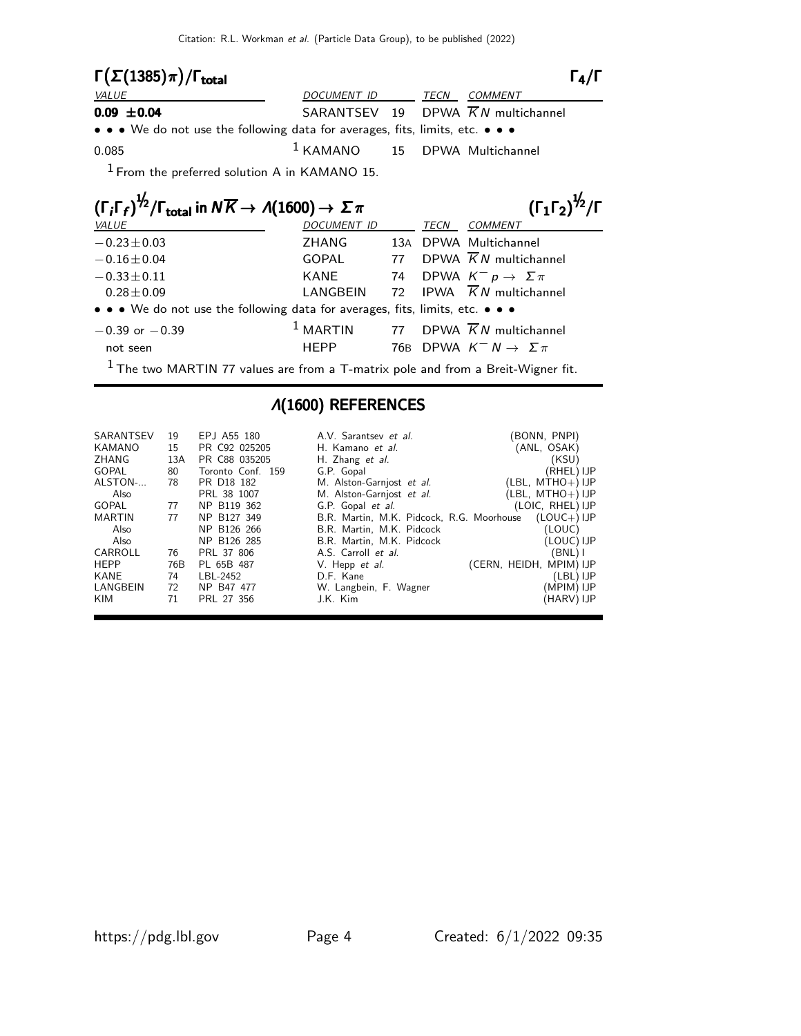## $\Gamma(\Sigma(1385)\pi)/\Gamma_{total}$ $\Gamma_4/\Gamma$

| VALUE | DOCUMENT ID | | TECN | COMMENT |
|---|---|---|---|---|
| **0.09 ±0.04** | SARANTSEV | 19 | DPWA | $\overline{K}N$ multichannel |
| • • • We do not use the following data for averages, fits, limits, etc. • • • | | | | |
| 0.085 | [1] KAMANO | 15 | DPWA | Multichannel |

[1] From the preferred solution A in KAMANO 15.

## $(\Gamma_i\Gamma_f)^{1/2}/\Gamma_{total}$ in $N\overline{K} \to \Lambda(1600) \to \Sigma\pi$ $(\Gamma_1\Gamma_2)^{1/2}/\Gamma$

| VALUE | DOCUMENT ID | | TECN | COMMENT |
|---|---|---|---|---|
| $-0.23\pm0.03$ | ZHANG | 13A | DPWA | Multichannel |
| $-0.16\pm0.04$ | GOPAL | 77 | DPWA | $\overline{K}N$ multichannel |
| $-0.33\pm0.11$ | KANE | 74 | DPWA | $K^- p \to \Sigma\pi$ |
| $0.28\pm0.09$ | LANGBEIN | 72 | IPWA | $\overline{K}N$ multichannel |
| • • • We do not use the following data for averages, fits, limits, etc. • • • | | | | |
| $-0.39$ or $-0.39$ | [1] MARTIN | 77 | DPWA | $\overline{K}N$ multichannel |
| not seen | HEPP | 76B | DPWA | $K^- N \to \Sigma\pi$ |

[1] The two MARTIN 77 values are from a T-matrix pole and from a Breit-Wigner fit.

## $\Lambda(1600)$ REFERENCES

| | | | | |
|---|---|---|---|---|
| SARANTSEV | 19 | EPJ A55 180 | A.V. Sarantsev *et al.* | (BONN, PNPI) |
| KAMANO | 15 | PR C92 025205 | H. Kamano *et al.* | (ANL, OSAK) |
| ZHANG | 13A | PR C88 035205 | H. Zhang *et al.* | (KSU) |
| GOPAL | 80 | Toronto Conf. 159 | G.P. Gopal | (RHEL) IJP |
| ALSTON-... | 78 | PR D18 182 | M. Alston-Garnjost *et al.* | (LBL, MTHO+) IJP |
| Also | | PRL 38 1007 | M. Alston-Garnjost *et al.* | (LBL, MTHO+) IJP |
| GOPAL | 77 | NP B119 362 | G.P. Gopal *et al.* | (LOIC, RHEL) IJP |
| MARTIN | 77 | NP B127 349 | B.R. Martin, M.K. Pidcock, R.G. Moorhouse | (LOUC+) IJP |
| Also | | NP B126 266 | B.R. Martin, M.K. Pidcock | (LOUC) |
| Also | | NP B126 285 | B.R. Martin, M.K. Pidcock | (LOUC) IJP |
| CARROLL | 76 | PRL 37 806 | A.S. Carroll *et al.* | (BNL) I |
| HEPP | 76B | PL 65B 487 | V. Hepp *et al.* | (CERN, HEIDH, MPIM) IJP |
| KANE | 74 | LBL-2452 | D.F. Kane | (LBL) IJP |
| LANGBEIN | 72 | NP B47 477 | W. Langbein, F. Wagner | (MPIM) IJP |
| KIM | 71 | PRL 27 356 | J.K. Kim | (HARV) IJP |